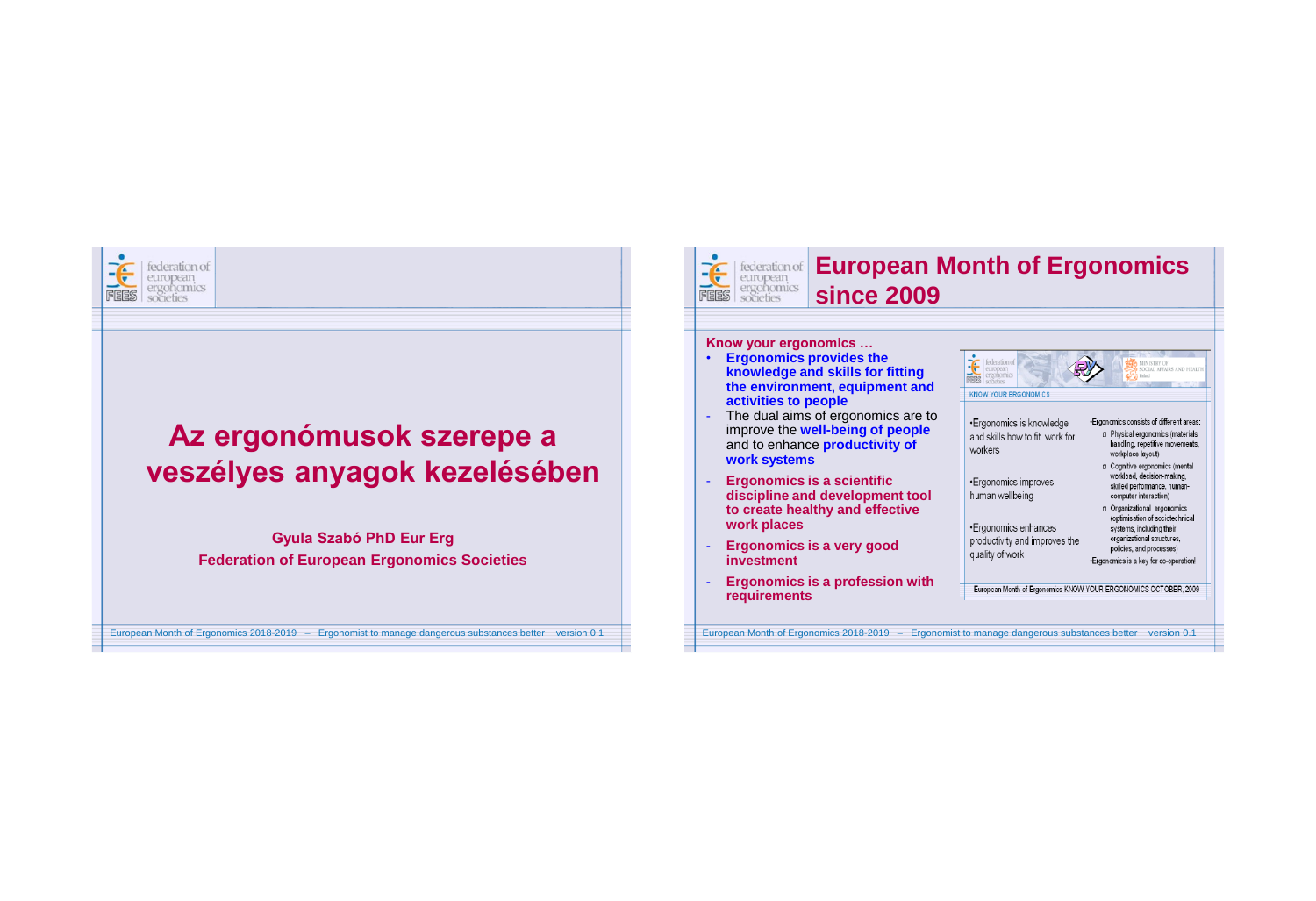# Az ergonómusok szerepe a veszélyes anyagok kezelésében

**Gyula Szabó PhD Eur Erg**
**Federation of European Ergonomics Societies**

## European Month of Ergonomics since 2009

**Know your ergonomics …**

- **Ergonomics provides the knowledge and skills for fitting the environment, equipment and activities to people**
- The dual aims of ergonomics are to improve the **well-being of people** and to enhance **productivity of work systems**
- **Ergonomics is a scientific discipline and development tool to create healthy and effective work places**
- **Ergonomics is a very good investment**
- **Ergonomics is a profession with requirements**

KNOW YOUR ERGONOMICS

- Ergonomics is knowledge and skills how to fit work for workers
- Ergonomics improves human wellbeing
- Ergonomics enhances productivity and improves the quality of work

- Ergonomics consists of different areas:
  - Physical ergonomics (materials handling, repetitive movements, workplace layout)
  - Cognitive ergonomics (mental workload, decision-making, skilled performance, human-computer interaction)
  - Organizational ergonomics (optimisation of sociotechnical systems, including their organizational structures, policies, and processes)
- Ergonomics is a key for co-operation!

European Month of Ergonomics KNOW YOUR ERGONOMICS OCTOBER, 2009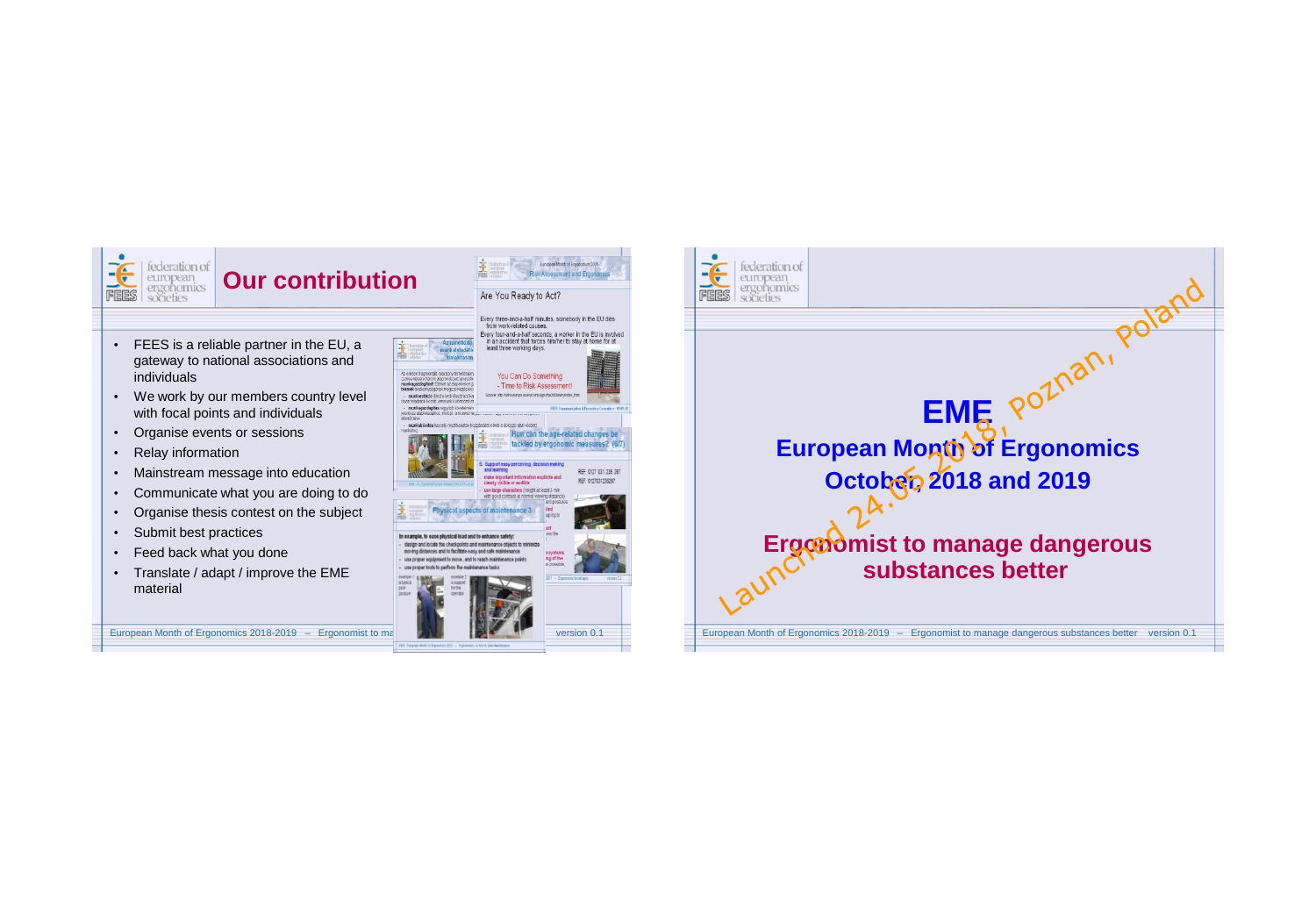## Our contribution

- FEES is a reliable partner in the EU, a gateway to national associations and individuals
- We work by our members country level with focal points and individuals
- Organise events or sessions
- Relay information
- Mainstream message into education
- Communicate what you are doing to do
- Organise thesis contest on the subject
- Submit best practices
- Feed back what you done
- Translate / adapt / improve the EME material

# EME

## European Month of Ergonomics

## October 2018 and 2019

## Ergonomist to manage dangerous substances better

Launched 24.05.2018, Poznan, Poland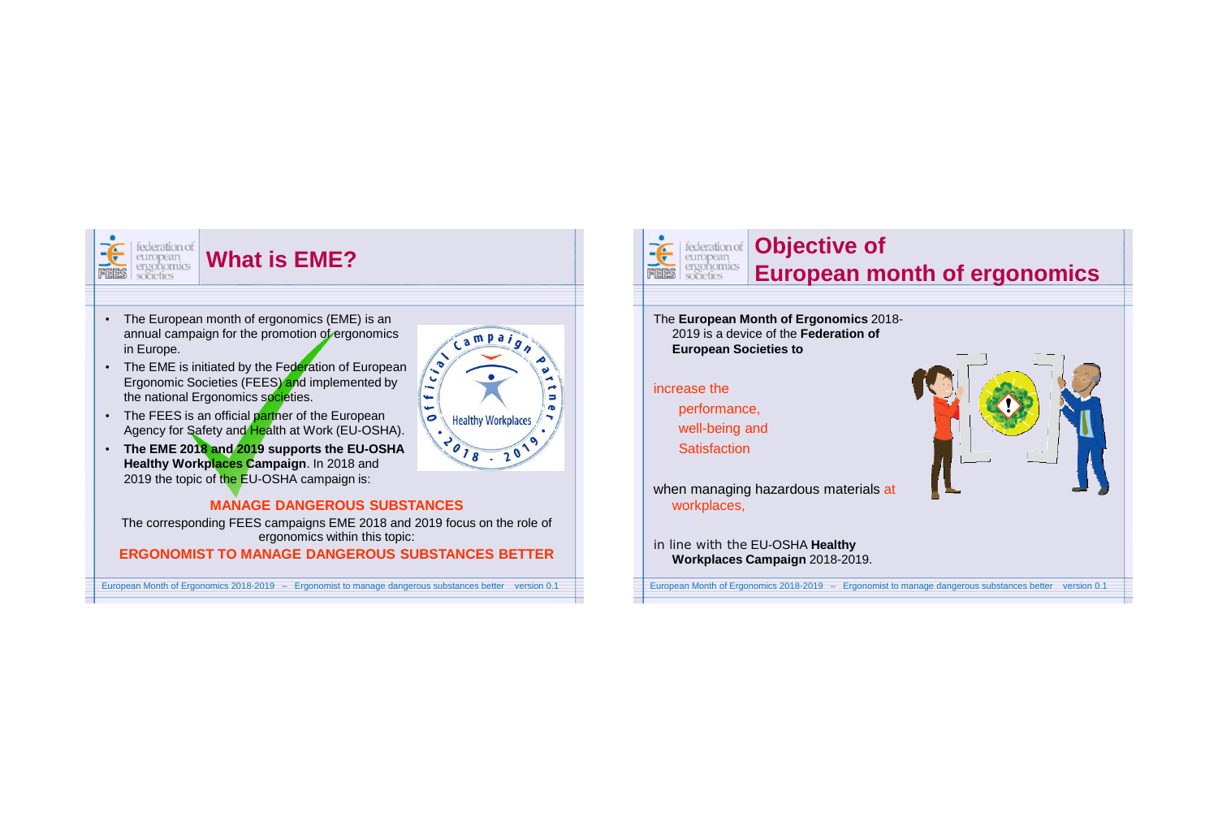# What is EME?

- The European month of ergonomics (EME) is an annual campaign for the promotion of ergonomics in Europe.
- The EME is initiated by the Federation of European Ergonomic Societies (FEES) and implemented by the national Ergonomics societies.
- The FEES is an official partner of the European Agency for Safety and Health at Work (EU-OSHA).
- **The EME 2018 and 2019 supports the EU-OSHA Healthy Workplaces Campaign**. In 2018 and 2019 the topic of the EU-OSHA campaign is:

**MANAGE DANGEROUS SUBSTANCES**

The corresponding FEES campaigns EME 2018 and 2019 focus on the role of ergonomics within this topic:

**ERGONOMIST TO MANAGE DANGEROUS SUBSTANCES BETTER**

# Objective of European month of ergonomics

The **European Month of Ergonomics** 2018-2019 is a device of the **Federation of European Societies to**

increase the
- performance,
- well-being and
- Satisfaction

when managing hazardous materials at workplaces,

in line with the EU-OSHA **Healthy Workplaces Campaign** 2018-2019.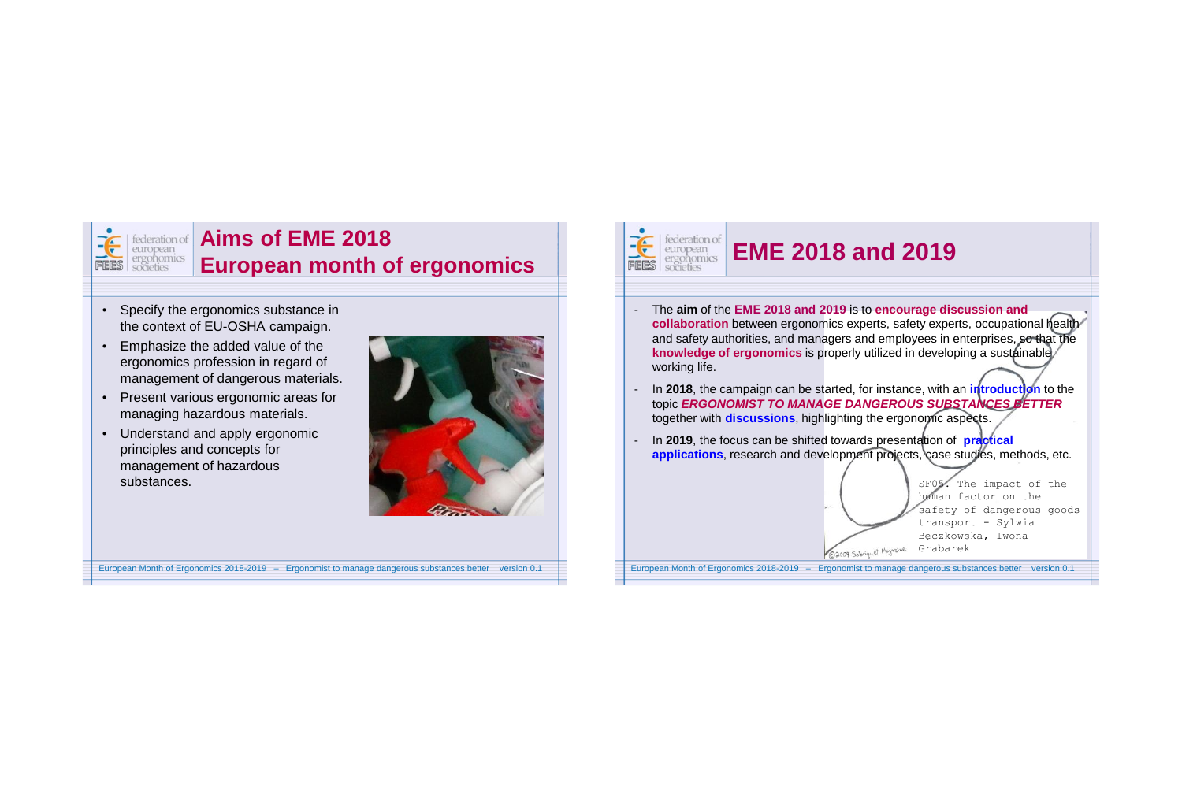# Aims of EME 2018 European month of ergonomics

- Specify the ergonomics substance in the context of EU-OSHA campaign.
- Emphasize the added value of the ergonomics profession in regard of management of dangerous materials.
- Present various ergonomic areas for managing hazardous materials.
- Understand and apply ergonomic principles and concepts for management of hazardous substances.

# EME 2018 and 2019

- The **aim** of the **EME 2018 and 2019** is to **encourage discussion and collaboration** between ergonomics experts, safety experts, occupational health and safety authorities, and managers and employees in enterprises, so that the **knowledge of ergonomics** is properly utilized in developing a sustainable working life.
- In **2018**, the campaign can be started, for instance, with an **introduction** to the topic ***ERGONOMIST TO MANAGE DANGEROUS SUBSTANCES BETTER*** together with **discussions**, highlighting the ergonomic aspects.
- In **2019**, the focus can be shifted towards presentation of **practical applications**, research and development projects, case studies, methods, etc.

SF05: The impact of the human factor on the safety of dangerous goods transport - Sylwia Bęczkowska, Iwona Grabarek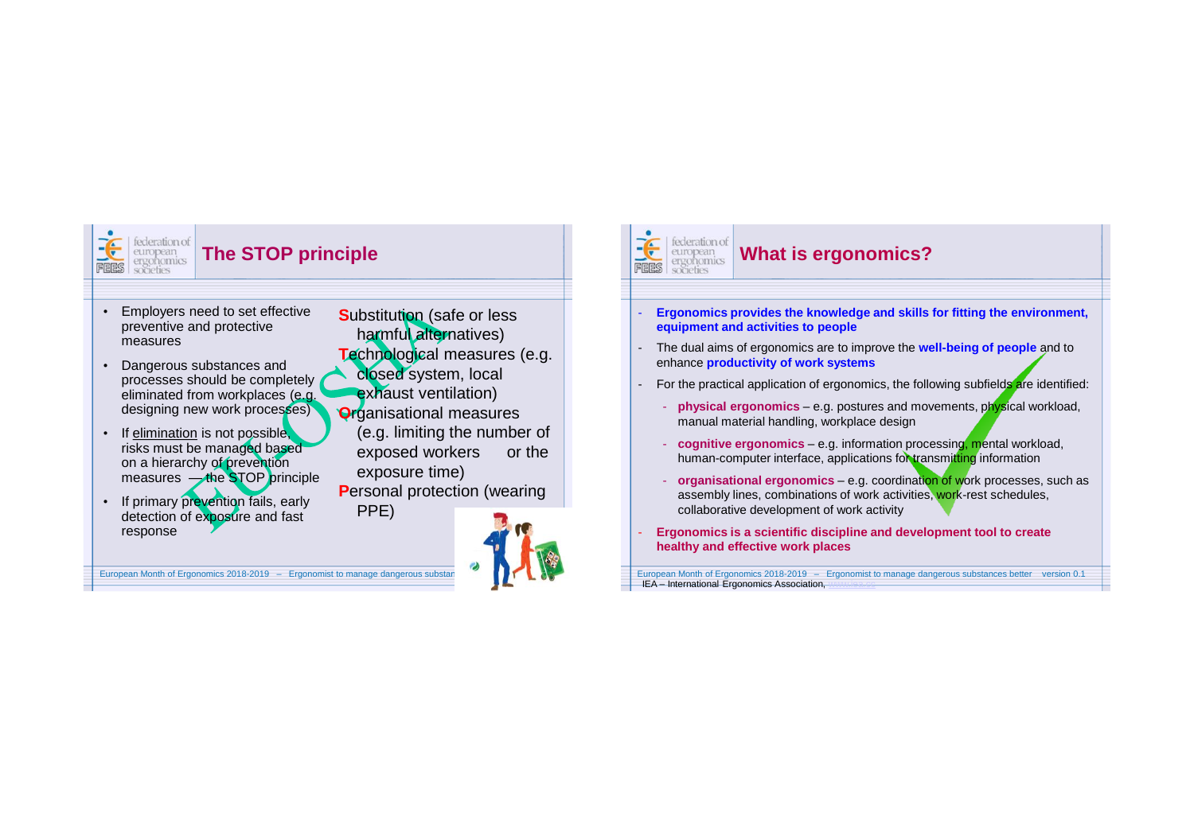## The STOP principle

- Employers need to set effective preventive and protective measures
- Dangerous substances and processes should be completely eliminated from workplaces (e.g. designing new work processes)
- If elimination is not possible, risks must be managed based on a hierarchy of prevention measures — the STOP principle
- If primary prevention fails, early detection of exposure and fast response

**S**ubstitution (safe or less harmful alternatives)
**T**echnological measures (e.g. closed system, local exhaust ventilation)
**O**rganisational measures (e.g. limiting the number of exposed workers or the exposure time)
**P**ersonal protection (wearing PPE)

## What is ergonomics?

- **Ergonomics provides the knowledge and skills for fitting the environment, equipment and activities to people**
- The dual aims of ergonomics are to improve the **well-being of people** and to enhance **productivity of work systems**
- For the practical application of ergonomics, the following subfields are identified:
  - **physical ergonomics** – e.g. postures and movements, physical workload, manual material handling, workplace design
  - **cognitive ergonomics** – e.g. information processing, mental workload, human-computer interface, applications for transmitting information
  - **organisational ergonomics** – e.g. coordination of work processes, such as assembly lines, combinations of work activities, work-rest schedules, collaborative development of work activity
- **Ergonomics is a scientific discipline and development tool to create healthy and effective work places**

IEA – International Ergonomics Association, www.iea.cc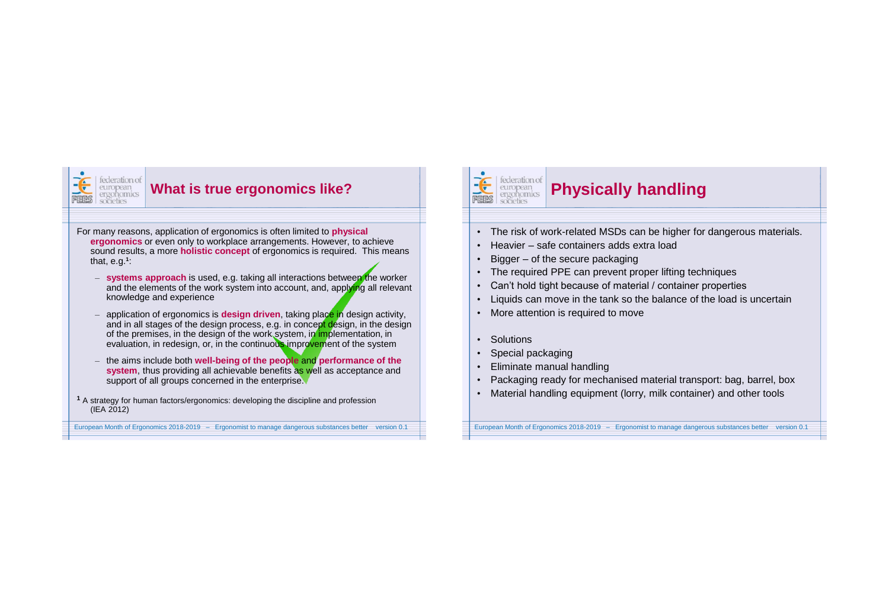## What is true ergonomics like?

For many reasons, application of ergonomics is often limited to **physical ergonomics** or even only to workplace arrangements. However, to achieve sound results, a more **holistic concept** of ergonomics is required. This means that, e.g.[1]:

- **systems approach** is used, e.g. taking all interactions between the worker and the elements of the work system into account, and, applying all relevant knowledge and experience
- application of ergonomics is **design driven**, taking place in design activity, and in all stages of the design process, e.g. in concept design, in the design of the premises, in the design of the work system, in implementation, in evaluation, in redesign, or, in the continuous improvement of the system
- the aims include both **well-being of the people** and **performance of the system**, thus providing all achievable benefits as well as acceptance and support of all groups concerned in the enterprise.

[1] A strategy for human factors/ergonomics: developing the discipline and profession (IEA 2012)

## Physically handling

- The risk of work-related MSDs can be higher for dangerous materials.
- Heavier – safe containers adds extra load
- Bigger – of the secure packaging
- The required PPE can prevent proper lifting techniques
- Can't hold tight because of material / container properties
- Liquids can move in the tank so the balance of the load is uncertain
- More attention is required to move

- Solutions
- Special packaging
- Eliminate manual handling
- Packaging ready for mechanised material transport: bag, barrel, box
- Material handling equipment (lorry, milk container) and other tools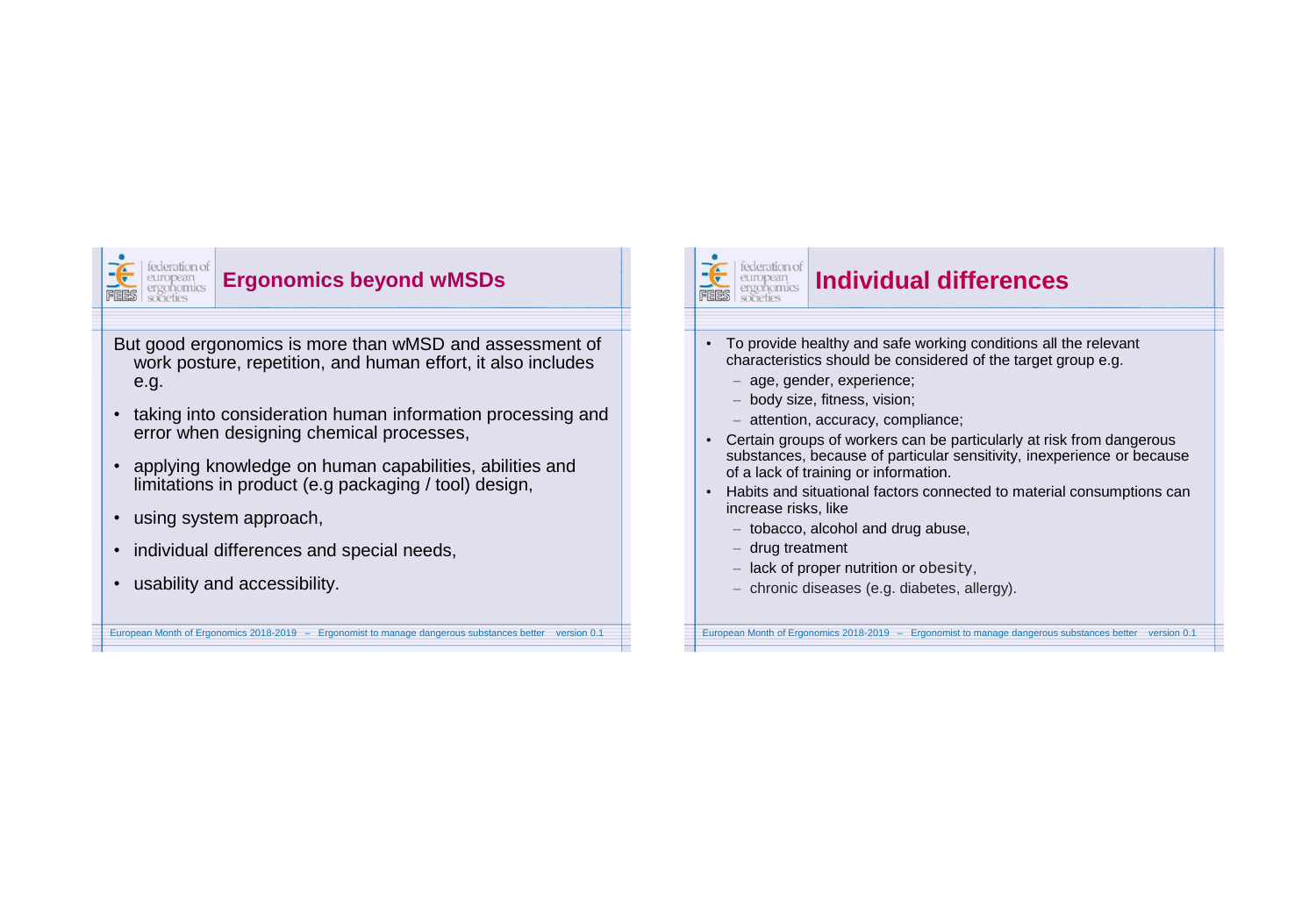## Ergonomics beyond wMSDs

But good ergonomics is more than wMSD and assessment of work posture, repetition, and human effort, it also includes e.g.

- taking into consideration human information processing and error when designing chemical processes,
- applying knowledge on human capabilities, abilities and limitations in product (e.g packaging / tool) design,
- using system approach,
- individual differences and special needs,
- usability and accessibility.

## Individual differences

- To provide healthy and safe working conditions all the relevant characteristics should be considered of the target group e.g.
  - age, gender, experience;
  - body size, fitness, vision;
  - attention, accuracy, compliance;
- Certain groups of workers can be particularly at risk from dangerous substances, because of particular sensitivity, inexperience or because of a lack of training or information.
- Habits and situational factors connected to material consumptions can increase risks, like
  - tobacco, alcohol and drug abuse,
  - drug treatment
  - lack of proper nutrition or obesity,
  - chronic diseases (e.g. diabetes, allergy).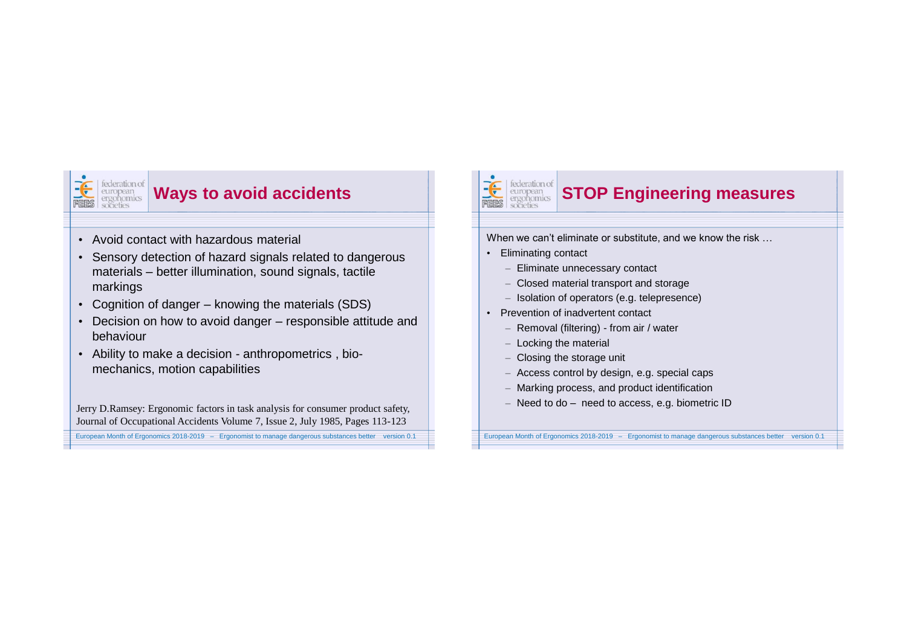## Ways to avoid accidents

- Avoid contact with hazardous material
- Sensory detection of hazard signals related to dangerous materials – better illumination, sound signals, tactile markings
- Cognition of danger – knowing the materials (SDS)
- Decision on how to avoid danger – responsible attitude and behaviour
- Ability to make a decision - anthropometrics , bio-mechanics, motion capabilities

Jerry D.Ramsey: Ergonomic factors in task analysis for consumer product safety, Journal of Occupational Accidents Volume 7, Issue 2, July 1985, Pages 113-123

## STOP Engineering measures

When we can't eliminate or substitute, and we know the risk …

- Eliminating contact
  - Eliminate unnecessary contact
  - Closed material transport and storage
  - Isolation of operators (e.g. telepresence)
- Prevention of inadvertent contact
  - Removal (filtering) - from air / water
  - Locking the material
  - Closing the storage unit
  - Access control by design, e.g. special caps
  - Marking process, and product identification
  - Need to do – need to access, e.g. biometric ID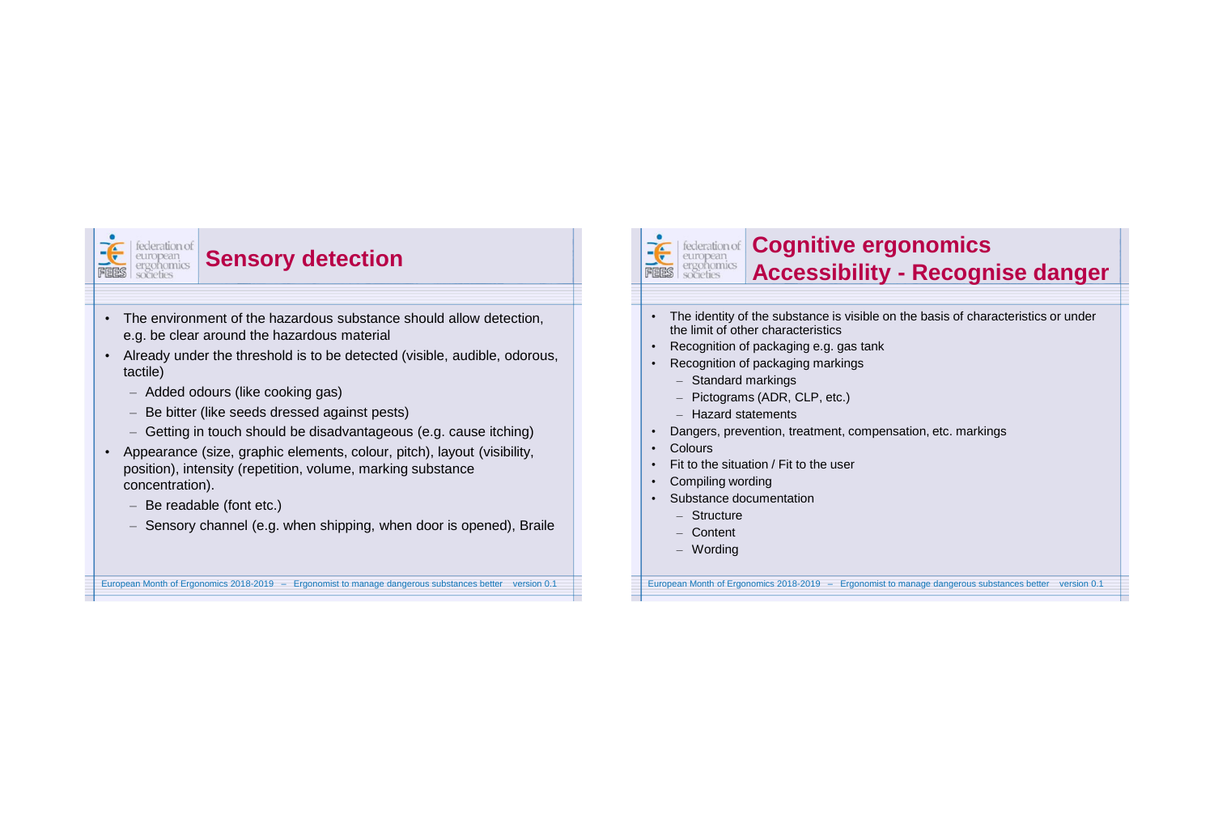## Sensory detection

- The environment of the hazardous substance should allow detection, e.g. be clear around the hazardous material
- Already under the threshold is to be detected (visible, audible, odorous, tactile)
  - Added odours (like cooking gas)
  - Be bitter (like seeds dressed against pests)
  - Getting in touch should be disadvantageous (e.g. cause itching)
- Appearance (size, graphic elements, colour, pitch), layout (visibility, position), intensity (repetition, volume, marking substance concentration).
  - Be readable (font etc.)
  - Sensory channel (e.g. when shipping, when door is opened), Braile

## Cognitive ergonomics Accessibility - Recognise danger

- The identity of the substance is visible on the basis of characteristics or under the limit of other characteristics
- Recognition of packaging e.g. gas tank
- Recognition of packaging markings
  - Standard markings
  - Pictograms (ADR, CLP, etc.)
  - Hazard statements
- Dangers, prevention, treatment, compensation, etc. markings
- Colours
- Fit to the situation / Fit to the user
- Compiling wording
- Substance documentation
  - Structure
  - Content
  - Wording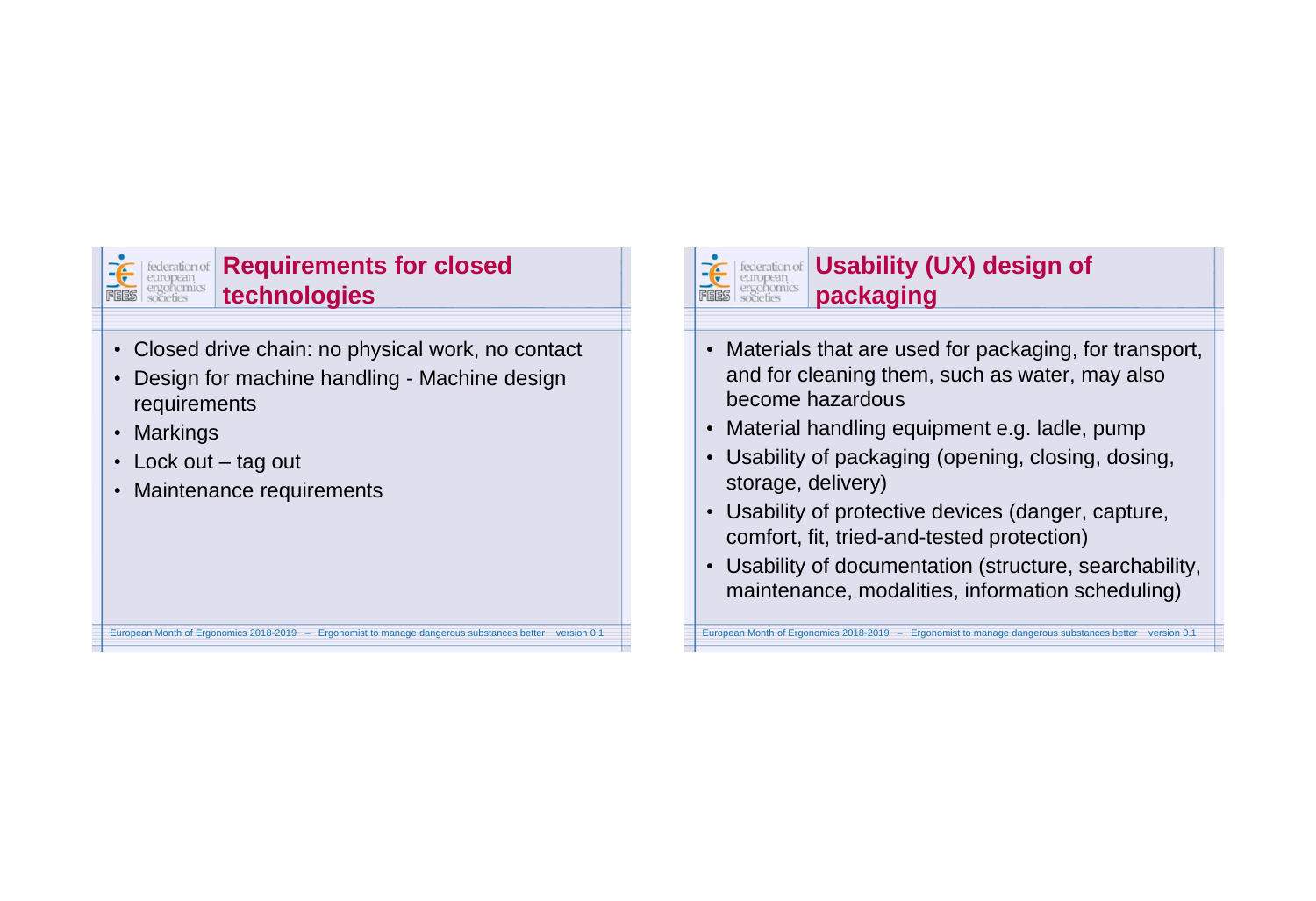## Requirements for closed technologies

- Closed drive chain: no physical work, no contact
- Design for machine handling - Machine design requirements
- Markings
- Lock out – tag out
- Maintenance requirements

## Usability (UX) design of packaging

- Materials that are used for packaging, for transport, and for cleaning them, such as water, may also become hazardous
- Material handling equipment e.g. ladle, pump
- Usability of packaging (opening, closing, dosing, storage, delivery)
- Usability of protective devices (danger, capture, comfort, fit, tried-and-tested protection)
- Usability of documentation (structure, searchability, maintenance, modalities, information scheduling)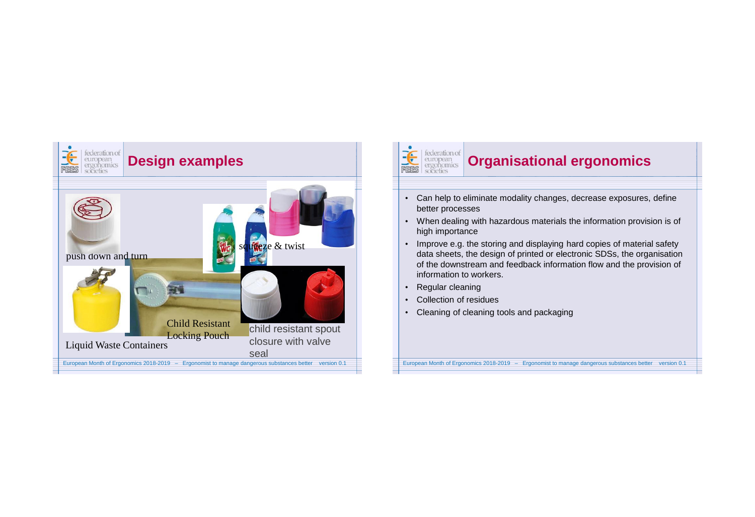## Design examples

push down and turn

squeeze & twist

Liquid Waste Containers

Child Resistant Locking Pouch

child resistant spout closure with valve seal

## Organisational ergonomics

- Can help to eliminate modality changes, decrease exposures, define better processes
- When dealing with hazardous materials the information provision is of high importance
- Improve e.g. the storing and displaying hard copies of material safety data sheets, the design of printed or electronic SDSs, the organisation of the downstream and feedback information flow and the provision of information to workers.
- Regular cleaning
- Collection of residues
- Cleaning of cleaning tools and packaging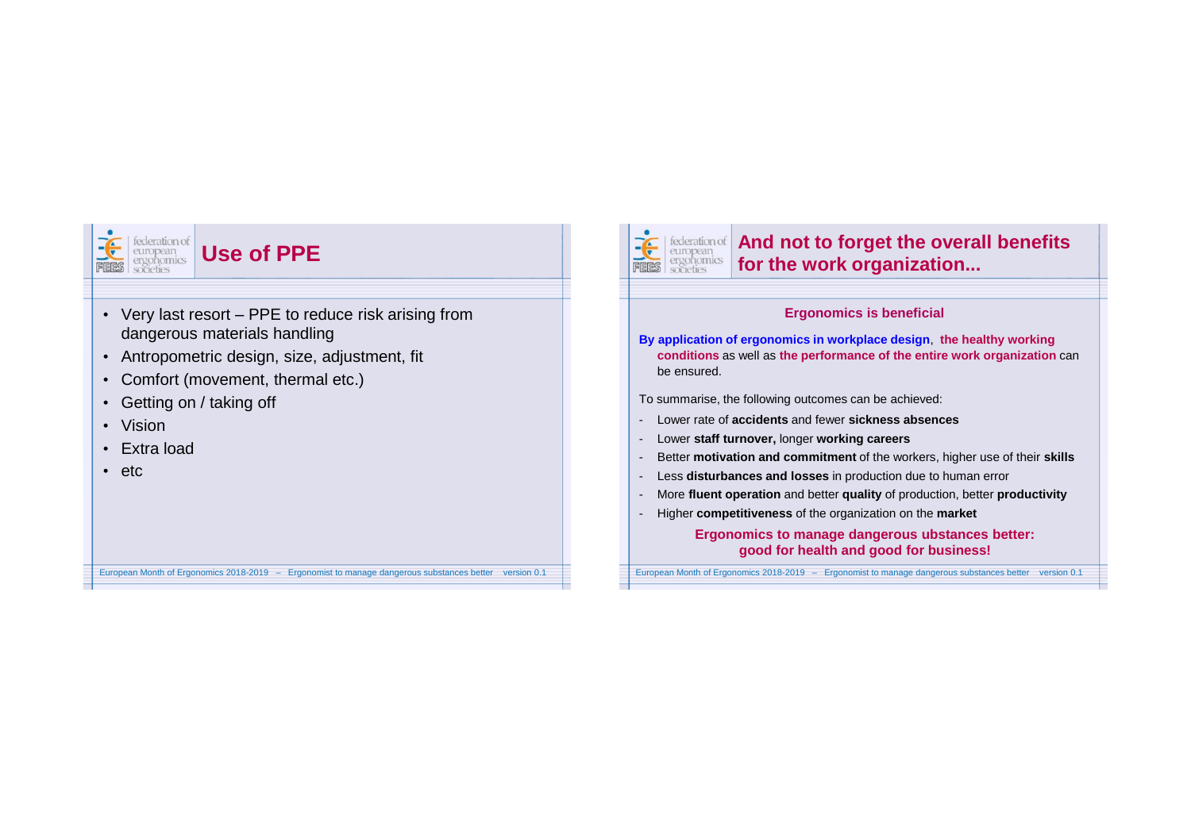# Use of PPE

- Very last resort – PPE to reduce risk arising from dangerous materials handling
- Antropometric design, size, adjustment, fit
- Comfort (movement, thermal etc.)
- Getting on / taking off
- Vision
- Extra load
- etc

# And not to forget the overall benefits for the work organization...

**Ergonomics is beneficial**

**By application of ergonomics in workplace design**, **the healthy working conditions** as well as **the performance of the entire work organization** can be ensured.

To summarise, the following outcomes can be achieved:

- Lower rate of **accidents** and fewer **sickness absences**
- Lower **staff turnover,** longer **working careers**
- Better **motivation and commitment** of the workers, higher use of their **skills**
- Less **disturbances and losses** in production due to human error
- More **fluent operation** and better **quality** of production, better **productivity**
- Higher **competitiveness** of the organization on the **market**

**Ergonomics to manage dangerous ubstances better: good for health and good for business!**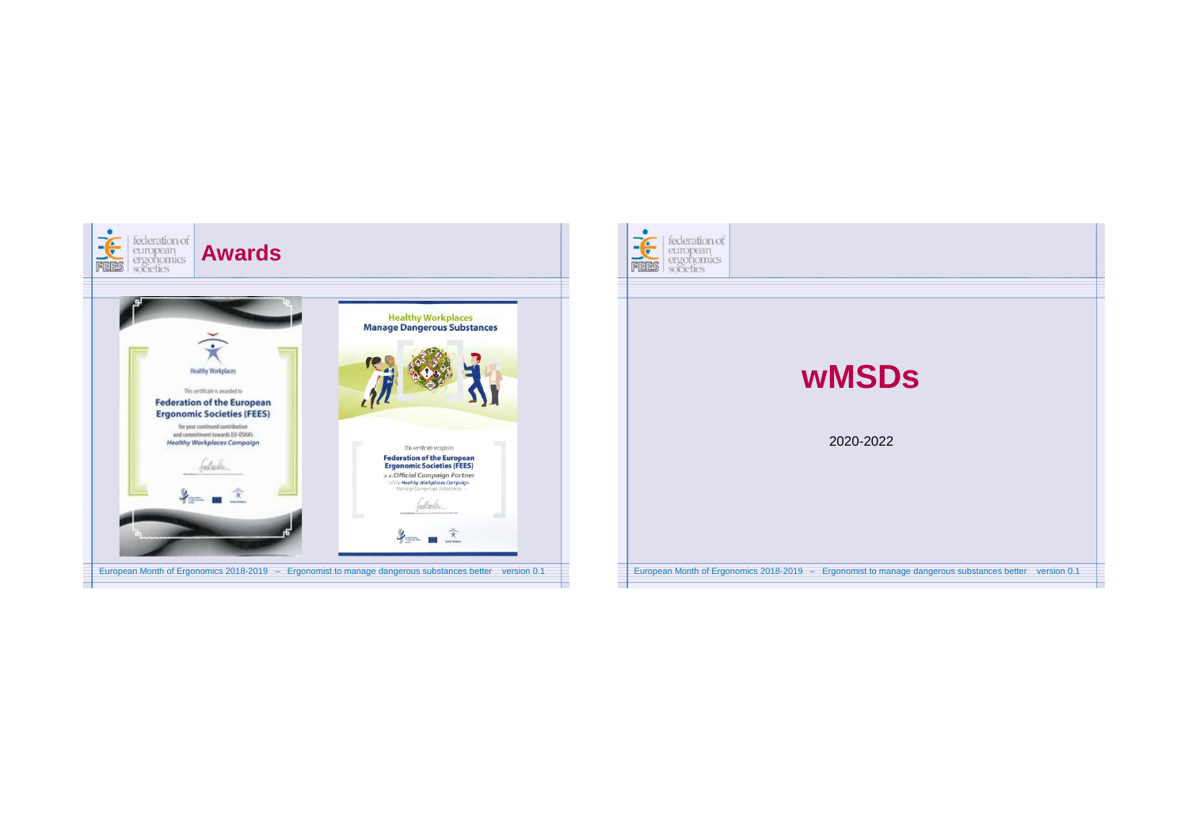## Awards

Healthy Workplaces

This certificate is awarded to

**Federation of the European Ergonomic Societies (FEES)**

for your continued contribution and commitment towards EU-OSHA's *Healthy Workplaces Campaign*

**Healthy Workplaces Manage Dangerous Substances**

This certificate recognises

**Federation of the European Ergonomic Societies (FEES)**

as an *Official Campaign Partner* of the *Healthy Workplaces Campaign* – Manage Dangerous Substances –

## wMSDs

2020-2022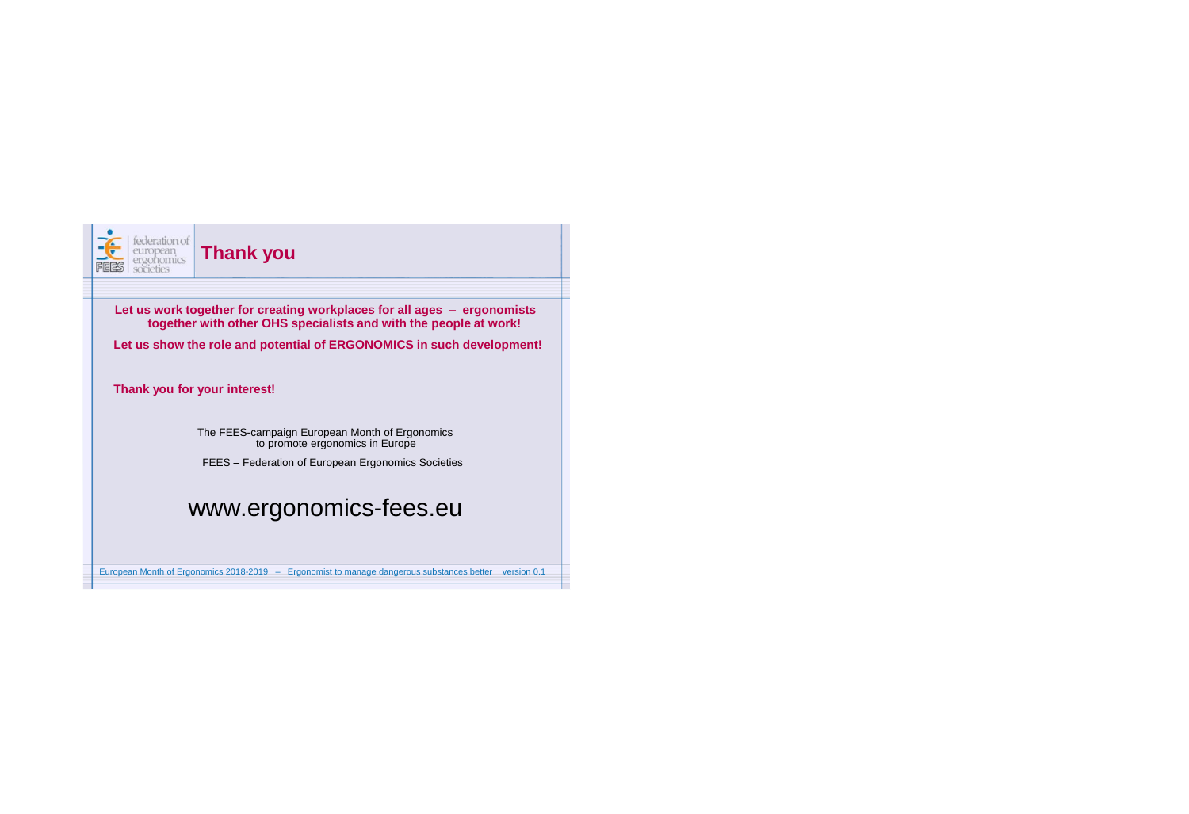# Thank you

**Let us work together for creating workplaces for all ages – ergonomists together with other OHS specialists and with the people at work!**

**Let us show the role and potential of ERGONOMICS in such development!**

**Thank you for your interest!**

The FEES-campaign European Month of Ergonomics
to promote ergonomics in Europe

FEES – Federation of European Ergonomics Societies

www.ergonomics-fees.eu